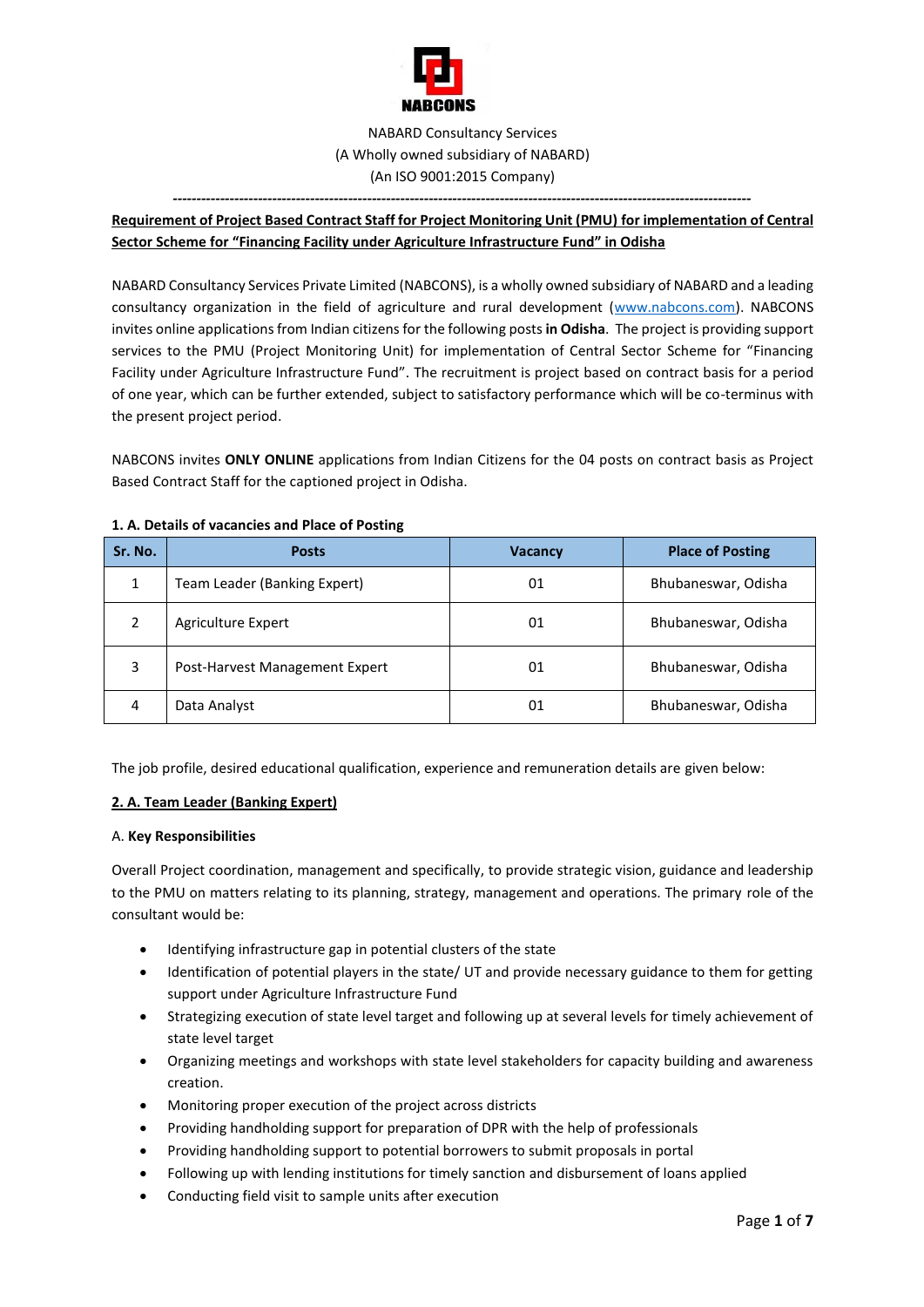NABCONS

NABARD Consultancy Services
(A Wholly owned subsidiary of NABARD)
(An ISO 9001:2015 Company)

---

**Requirement of Project Based Contract Staff for Project Monitoring Unit (PMU) for implementation of Central Sector Scheme for "Financing Facility under Agriculture Infrastructure Fund" in Odisha**

NABARD Consultancy Services Private Limited (NABCONS), is a wholly owned subsidiary of NABARD and a leading consultancy organization in the field of agriculture and rural development (www.nabcons.com). NABCONS invites online applications from Indian citizens for the following posts **in Odisha**. The project is providing support services to the PMU (Project Monitoring Unit) for implementation of Central Sector Scheme for "Financing Facility under Agriculture Infrastructure Fund". The recruitment is project based on contract basis for a period of one year, which can be further extended, subject to satisfactory performance which will be co-terminus with the present project period.

NABCONS invites **ONLY ONLINE** applications from Indian Citizens for the 04 posts on contract basis as Project Based Contract Staff for the captioned project in Odisha.

**1. A. Details of vacancies and Place of Posting**

| Sr. No. | Posts | Vacancy | Place of Posting |
|---|---|---|---|
| 1 | Team Leader (Banking Expert) | 01 | Bhubaneswar, Odisha |
| 2 | Agriculture Expert | 01 | Bhubaneswar, Odisha |
| 3 | Post-Harvest Management Expert | 01 | Bhubaneswar, Odisha |
| 4 | Data Analyst | 01 | Bhubaneswar, Odisha |

The job profile, desired educational qualification, experience and remuneration details are given below:

**2. A. Team Leader (Banking Expert)**

A. **Key Responsibilities**

Overall Project coordination, management and specifically, to provide strategic vision, guidance and leadership to the PMU on matters relating to its planning, strategy, management and operations. The primary role of the consultant would be:

- Identifying infrastructure gap in potential clusters of the state
- Identification of potential players in the state/ UT and provide necessary guidance to them for getting support under Agriculture Infrastructure Fund
- Strategizing execution of state level target and following up at several levels for timely achievement of state level target
- Organizing meetings and workshops with state level stakeholders for capacity building and awareness creation.
- Monitoring proper execution of the project across districts
- Providing handholding support for preparation of DPR with the help of professionals
- Providing handholding support to potential borrowers to submit proposals in portal
- Following up with lending institutions for timely sanction and disbursement of loans applied
- Conducting field visit to sample units after execution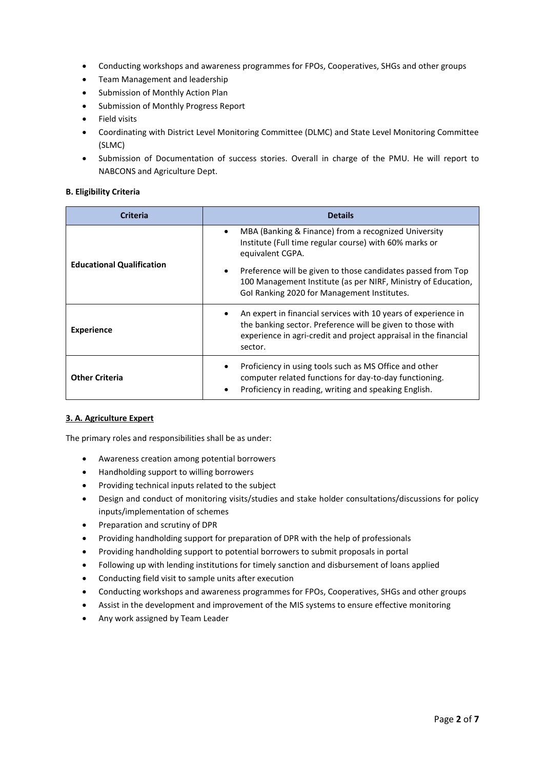- Conducting workshops and awareness programmes for FPOs, Cooperatives, SHGs and other groups
- Team Management and leadership
- Submission of Monthly Action Plan
- Submission of Monthly Progress Report
- Field visits
- Coordinating with District Level Monitoring Committee (DLMC) and State Level Monitoring Committee (SLMC)
- Submission of Documentation of success stories. Overall in charge of the PMU. He will report to NABCONS and Agriculture Dept.

**B. Eligibility Criteria**

| Criteria | Details |
| --- | --- |
| **Educational Qualification** | • MBA (Banking & Finance) from a recognized University Institute (Full time regular course) with 60% marks or equivalent CGPA.<br>• Preference will be given to those candidates passed from Top 100 Management Institute (as per NIRF, Ministry of Education, GoI Ranking 2020 for Management Institutes. |
| **Experience** | • An expert in financial services with 10 years of experience in the banking sector. Preference will be given to those with experience in agri-credit and project appraisal in the financial sector. |
| **Other Criteria** | • Proficiency in using tools such as MS Office and other computer related functions for day-to-day functioning.<br>• Proficiency in reading, writing and speaking English. |

**3. A. Agriculture Expert**

The primary roles and responsibilities shall be as under:

- Awareness creation among potential borrowers
- Handholding support to willing borrowers
- Providing technical inputs related to the subject
- Design and conduct of monitoring visits/studies and stake holder consultations/discussions for policy inputs/implementation of schemes
- Preparation and scrutiny of DPR
- Providing handholding support for preparation of DPR with the help of professionals
- Providing handholding support to potential borrowers to submit proposals in portal
- Following up with lending institutions for timely sanction and disbursement of loans applied
- Conducting field visit to sample units after execution
- Conducting workshops and awareness programmes for FPOs, Cooperatives, SHGs and other groups
- Assist in the development and improvement of the MIS systems to ensure effective monitoring
- Any work assigned by Team Leader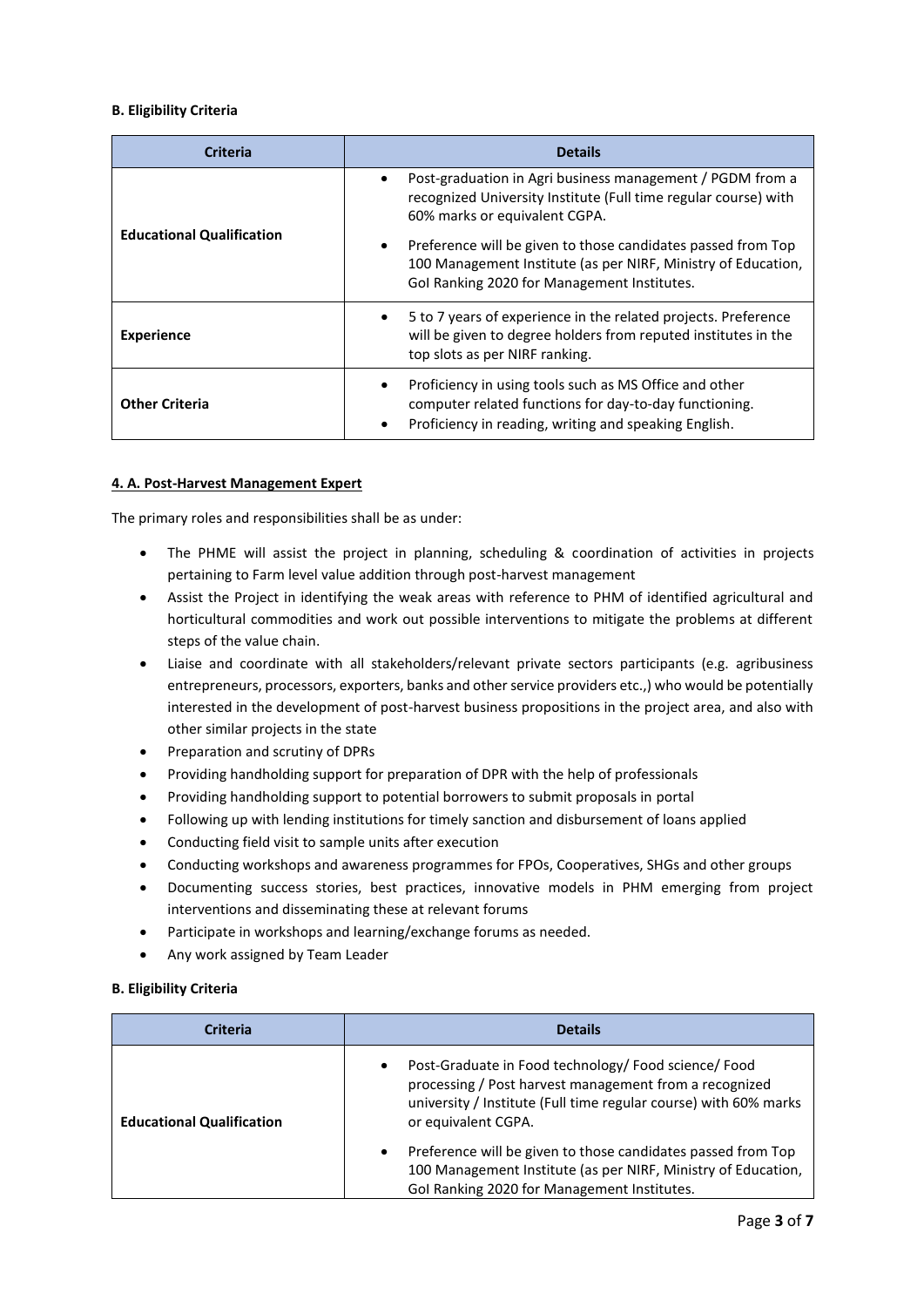**B. Eligibility Criteria**

| Criteria | Details |
| --- | --- |
| **Educational Qualification** | • Post-graduation in Agri business management / PGDM from a recognized University Institute (Full time regular course) with 60% marks or equivalent CGPA.<br>• Preference will be given to those candidates passed from Top 100 Management Institute (as per NIRF, Ministry of Education, GoI Ranking 2020 for Management Institutes. |
| **Experience** | • 5 to 7 years of experience in the related projects. Preference will be given to degree holders from reputed institutes in the top slots as per NIRF ranking. |
| **Other Criteria** | • Proficiency in using tools such as MS Office and other computer related functions for day-to-day functioning.<br>• Proficiency in reading, writing and speaking English. |

**4. A. Post-Harvest Management Expert**

The primary roles and responsibilities shall be as under:

- The PHME will assist the project in planning, scheduling & coordination of activities in projects pertaining to Farm level value addition through post-harvest management
- Assist the Project in identifying the weak areas with reference to PHM of identified agricultural and horticultural commodities and work out possible interventions to mitigate the problems at different steps of the value chain.
- Liaise and coordinate with all stakeholders/relevant private sectors participants (e.g. agribusiness entrepreneurs, processors, exporters, banks and other service providers etc.,) who would be potentially interested in the development of post-harvest business propositions in the project area, and also with other similar projects in the state
- Preparation and scrutiny of DPRs
- Providing handholding support for preparation of DPR with the help of professionals
- Providing handholding support to potential borrowers to submit proposals in portal
- Following up with lending institutions for timely sanction and disbursement of loans applied
- Conducting field visit to sample units after execution
- Conducting workshops and awareness programmes for FPOs, Cooperatives, SHGs and other groups
- Documenting success stories, best practices, innovative models in PHM emerging from project interventions and disseminating these at relevant forums
- Participate in workshops and learning/exchange forums as needed.
- Any work assigned by Team Leader

**B. Eligibility Criteria**

| Criteria | Details |
| --- | --- |
| **Educational Qualification** | • Post-Graduate in Food technology/ Food science/ Food processing / Post harvest management from a recognized university / Institute (Full time regular course) with 60% marks or equivalent CGPA.<br>• Preference will be given to those candidates passed from Top 100 Management Institute (as per NIRF, Ministry of Education, GoI Ranking 2020 for Management Institutes. |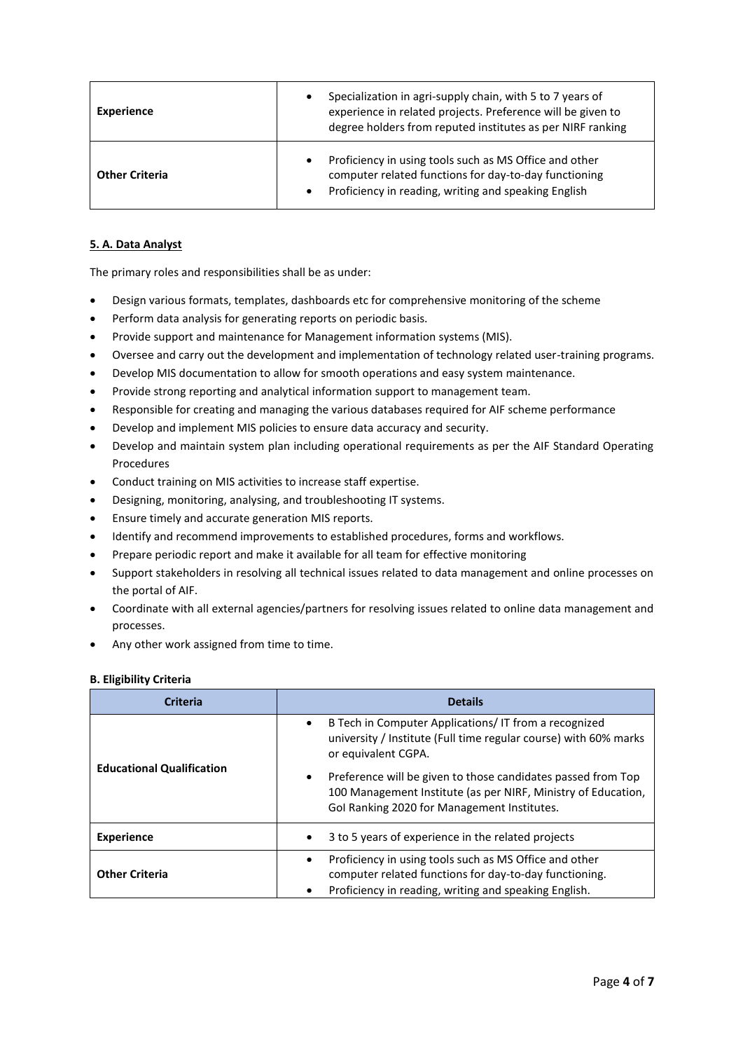| | |
|---|---|
| **Experience** | • Specialization in agri-supply chain, with 5 to 7 years of experience in related projects. Preference will be given to degree holders from reputed institutes as per NIRF ranking |
| **Other Criteria** | • Proficiency in using tools such as MS Office and other computer related functions for day-to-day functioning<br>• Proficiency in reading, writing and speaking English |

**5. A. Data Analyst**

The primary roles and responsibilities shall be as under:

- Design various formats, templates, dashboards etc for comprehensive monitoring of the scheme
- Perform data analysis for generating reports on periodic basis.
- Provide support and maintenance for Management information systems (MIS).
- Oversee and carry out the development and implementation of technology related user-training programs.
- Develop MIS documentation to allow for smooth operations and easy system maintenance.
- Provide strong reporting and analytical information support to management team.
- Responsible for creating and managing the various databases required for AIF scheme performance
- Develop and implement MIS policies to ensure data accuracy and security.
- Develop and maintain system plan including operational requirements as per the AIF Standard Operating Procedures
- Conduct training on MIS activities to increase staff expertise.
- Designing, monitoring, analysing, and troubleshooting IT systems.
- Ensure timely and accurate generation MIS reports.
- Identify and recommend improvements to established procedures, forms and workflows.
- Prepare periodic report and make it available for all team for effective monitoring
- Support stakeholders in resolving all technical issues related to data management and online processes on the portal of AIF.
- Coordinate with all external agencies/partners for resolving issues related to online data management and processes.
- Any other work assigned from time to time.

**B. Eligibility Criteria**

| Criteria | Details |
|---|---|
| **Educational Qualification** | • B Tech in Computer Applications/ IT from a recognized university / Institute (Full time regular course) with 60% marks or equivalent CGPA.<br>• Preference will be given to those candidates passed from Top 100 Management Institute (as per NIRF, Ministry of Education, GoI Ranking 2020 for Management Institutes. |
| **Experience** | • 3 to 5 years of experience in the related projects |
| **Other Criteria** | • Proficiency in using tools such as MS Office and other computer related functions for day-to-day functioning.<br>• Proficiency in reading, writing and speaking English. |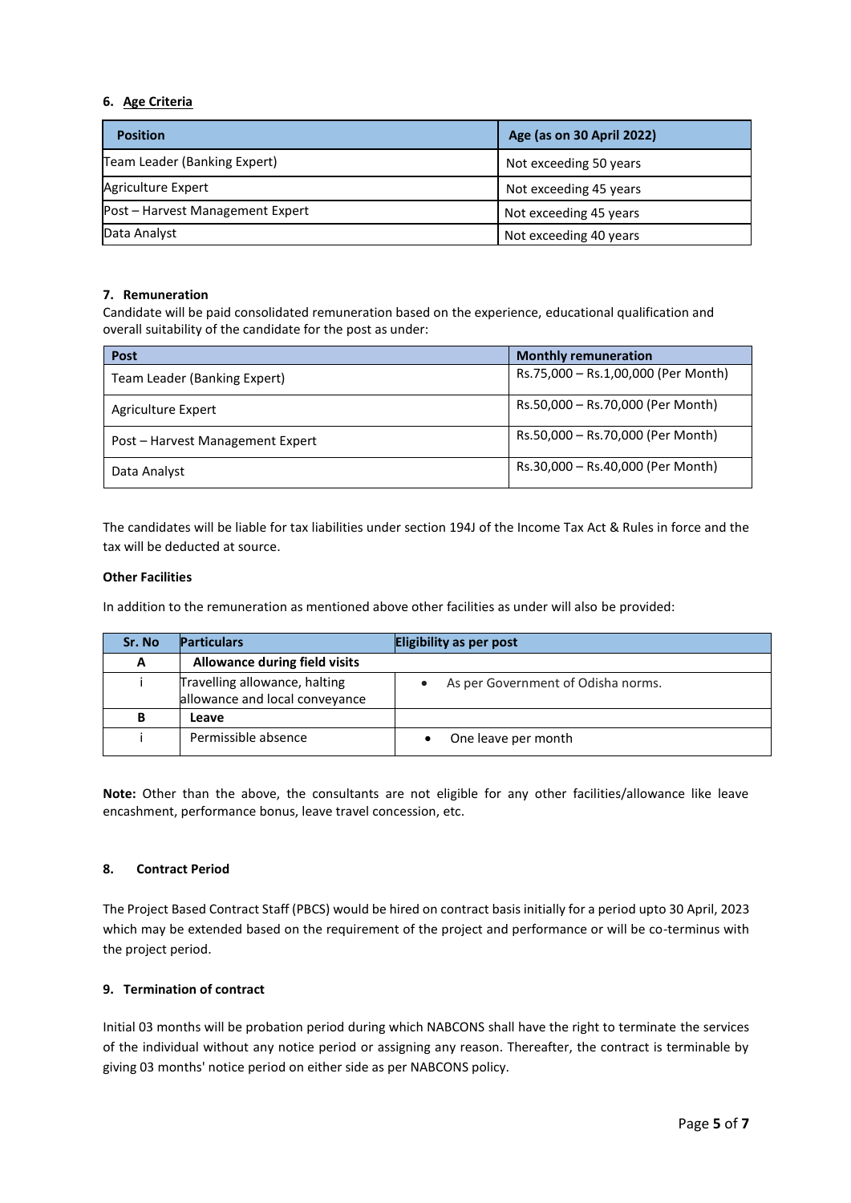### 6. Age Criteria

| Position | Age (as on 30 April 2022) |
|---|---|
| Team Leader (Banking Expert) | Not exceeding 50 years |
| Agriculture Expert | Not exceeding 45 years |
| Post – Harvest Management Expert | Not exceeding 45 years |
| Data Analyst | Not exceeding 40 years |

### 7. Remuneration

Candidate will be paid consolidated remuneration based on the experience, educational qualification and overall suitability of the candidate for the post as under:

| Post | Monthly remuneration |
|---|---|
| Team Leader (Banking Expert) | Rs.75,000 – Rs.1,00,000 (Per Month) |
| Agriculture Expert | Rs.50,000 – Rs.70,000 (Per Month) |
| Post – Harvest Management Expert | Rs.50,000 – Rs.70,000 (Per Month) |
| Data Analyst | Rs.30,000 – Rs.40,000 (Per Month) |

The candidates will be liable for tax liabilities under section 194J of the Income Tax Act & Rules in force and the tax will be deducted at source.

**Other Facilities**

In addition to the remuneration as mentioned above other facilities as under will also be provided:

| Sr. No | Particulars | Eligibility as per post |
|---|---|---|
| A | **Allowance during field visits** | |
| i | Travelling allowance, halting allowance and local conveyance | • As per Government of Odisha norms. |
| B | **Leave** | |
| i | Permissible absence | • One leave per month |

**Note:** Other than the above, the consultants are not eligible for any other facilities/allowance like leave encashment, performance bonus, leave travel concession, etc.

### 8. Contract Period

The Project Based Contract Staff (PBCS) would be hired on contract basis initially for a period upto 30 April, 2023 which may be extended based on the requirement of the project and performance or will be co-terminus with the project period.

### 9. Termination of contract

Initial 03 months will be probation period during which NABCONS shall have the right to terminate the services of the individual without any notice period or assigning any reason. Thereafter, the contract is terminable by giving 03 months' notice period on either side as per NABCONS policy.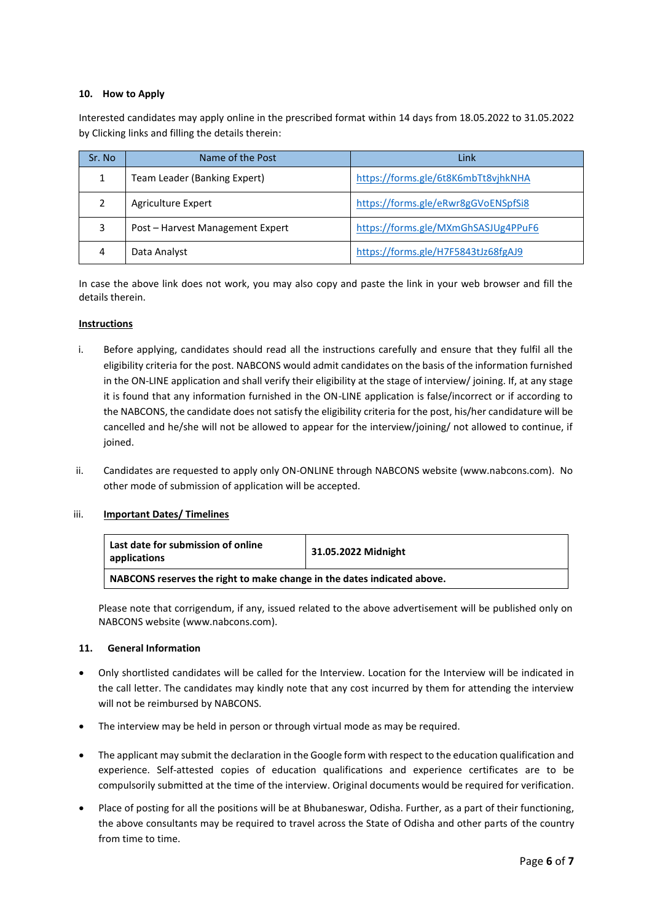**10. How to Apply**

Interested candidates may apply online in the prescribed format within 14 days from 18.05.2022 to 31.05.2022 by Clicking links and filling the details therein:

| Sr. No | Name of the Post | Link |
|---|---|---|
| 1 | Team Leader (Banking Expert) | https://forms.gle/6t8K6mbTt8vjhkNHA |
| 2 | Agriculture Expert | https://forms.gle/eRwr8gGVoENSpfSi8 |
| 3 | Post – Harvest Management Expert | https://forms.gle/MXmGhSASJUg4PPuF6 |
| 4 | Data Analyst | https://forms.gle/H7F5843tJz68fgAJ9 |

In case the above link does not work, you may also copy and paste the link in your web browser and fill the details therein.

**Instructions**

i. Before applying, candidates should read all the instructions carefully and ensure that they fulfil all the eligibility criteria for the post. NABCONS would admit candidates on the basis of the information furnished in the ON-LINE application and shall verify their eligibility at the stage of interview/ joining. If, at any stage it is found that any information furnished in the ON-LINE application is false/incorrect or if according to the NABCONS, the candidate does not satisfy the eligibility criteria for the post, his/her candidature will be cancelled and he/she will not be allowed to appear for the interview/joining/ not allowed to continue, if joined.

ii. Candidates are requested to apply only ON-ONLINE through NABCONS website (www.nabcons.com). No other mode of submission of application will be accepted.

iii. **Important Dates/ Timelines**

| **Last date for submission of online applications** | **31.05.2022 Midnight** |
|---|---|
| **NABCONS reserves the right to make change in the dates indicated above.** | |

Please note that corrigendum, if any, issued related to the above advertisement will be published only on NABCONS website (www.nabcons.com).

**11. General Information**

- Only shortlisted candidates will be called for the Interview. Location for the Interview will be indicated in the call letter. The candidates may kindly note that any cost incurred by them for attending the interview will not be reimbursed by NABCONS.
- The interview may be held in person or through virtual mode as may be required.
- The applicant may submit the declaration in the Google form with respect to the education qualification and experience. Self-attested copies of education qualifications and experience certificates are to be compulsorily submitted at the time of the interview. Original documents would be required for verification.
- Place of posting for all the positions will be at Bhubaneswar, Odisha. Further, as a part of their functioning, the above consultants may be required to travel across the State of Odisha and other parts of the country from time to time.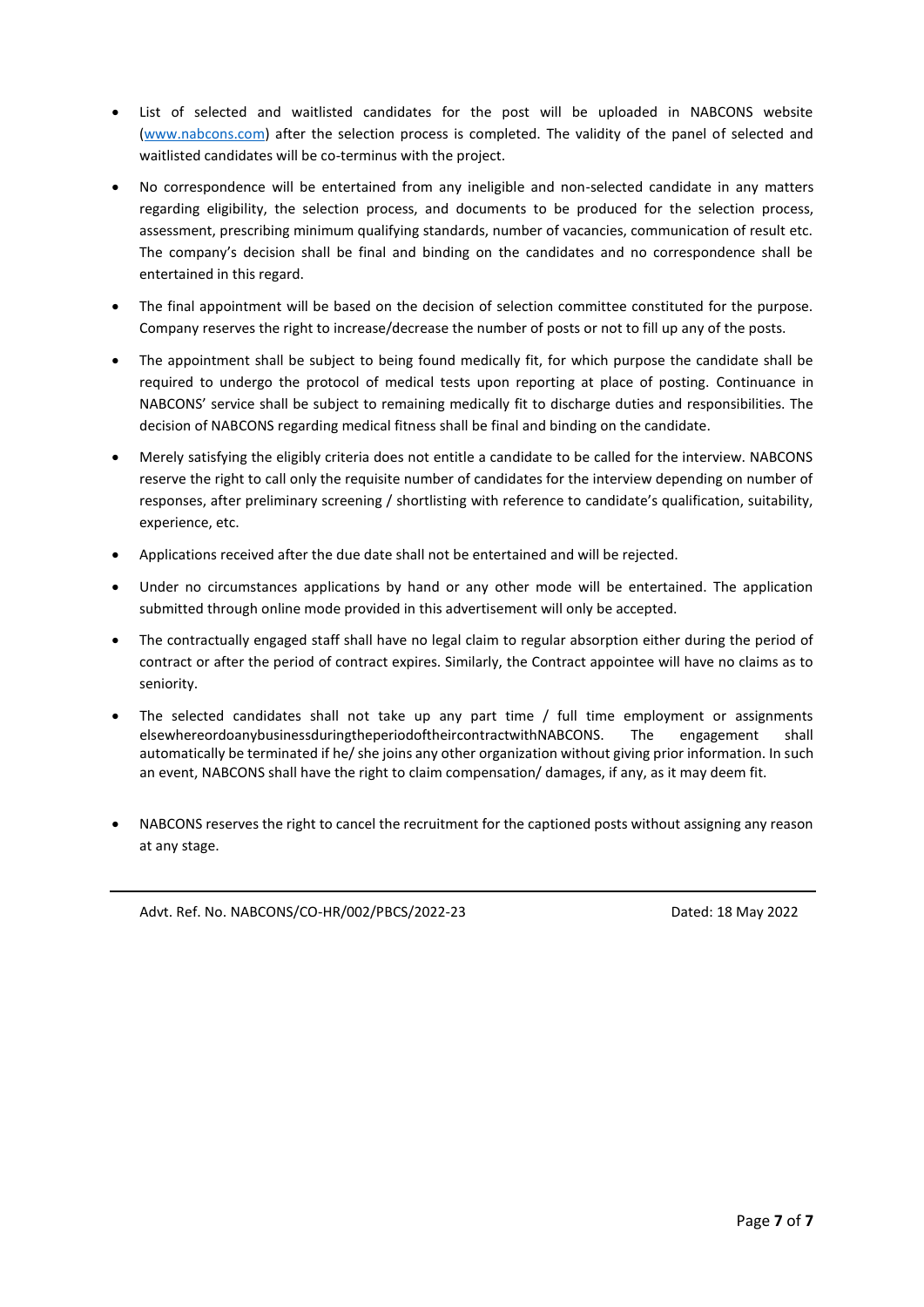- List of selected and waitlisted candidates for the post will be uploaded in NABCONS website ([www.nabcons.com](www.nabcons.com)) after the selection process is completed. The validity of the panel of selected and waitlisted candidates will be co-terminus with the project.
- No correspondence will be entertained from any ineligible and non-selected candidate in any matters regarding eligibility, the selection process, and documents to be produced for the selection process, assessment, prescribing minimum qualifying standards, number of vacancies, communication of result etc. The company's decision shall be final and binding on the candidates and no correspondence shall be entertained in this regard.
- The final appointment will be based on the decision of selection committee constituted for the purpose. Company reserves the right to increase/decrease the number of posts or not to fill up any of the posts.
- The appointment shall be subject to being found medically fit, for which purpose the candidate shall be required to undergo the protocol of medical tests upon reporting at place of posting. Continuance in NABCONS' service shall be subject to remaining medically fit to discharge duties and responsibilities. The decision of NABCONS regarding medical fitness shall be final and binding on the candidate.
- Merely satisfying the eligibly criteria does not entitle a candidate to be called for the interview. NABCONS reserve the right to call only the requisite number of candidates for the interview depending on number of responses, after preliminary screening / shortlisting with reference to candidate's qualification, suitability, experience, etc.
- Applications received after the due date shall not be entertained and will be rejected.
- Under no circumstances applications by hand or any other mode will be entertained. The application submitted through online mode provided in this advertisement will only be accepted.
- The contractually engaged staff shall have no legal claim to regular absorption either during the period of contract or after the period of contract expires. Similarly, the Contract appointee will have no claims as to seniority.
- The selected candidates shall not take up any part time / full time employment or assignments elsewhereordoanybusinessduringtheperiodoftheircontractwithNABCONS. The engagement shall automatically be terminated if he/ she joins any other organization without giving prior information. In such an event, NABCONS shall have the right to claim compensation/ damages, if any, as it may deem fit.
- NABCONS reserves the right to cancel the recruitment for the captioned posts without assigning any reason at any stage.

---

Advt. Ref. No. NABCONS/CO-HR/002/PBCS/2022-23 Dated: 18 May 2022